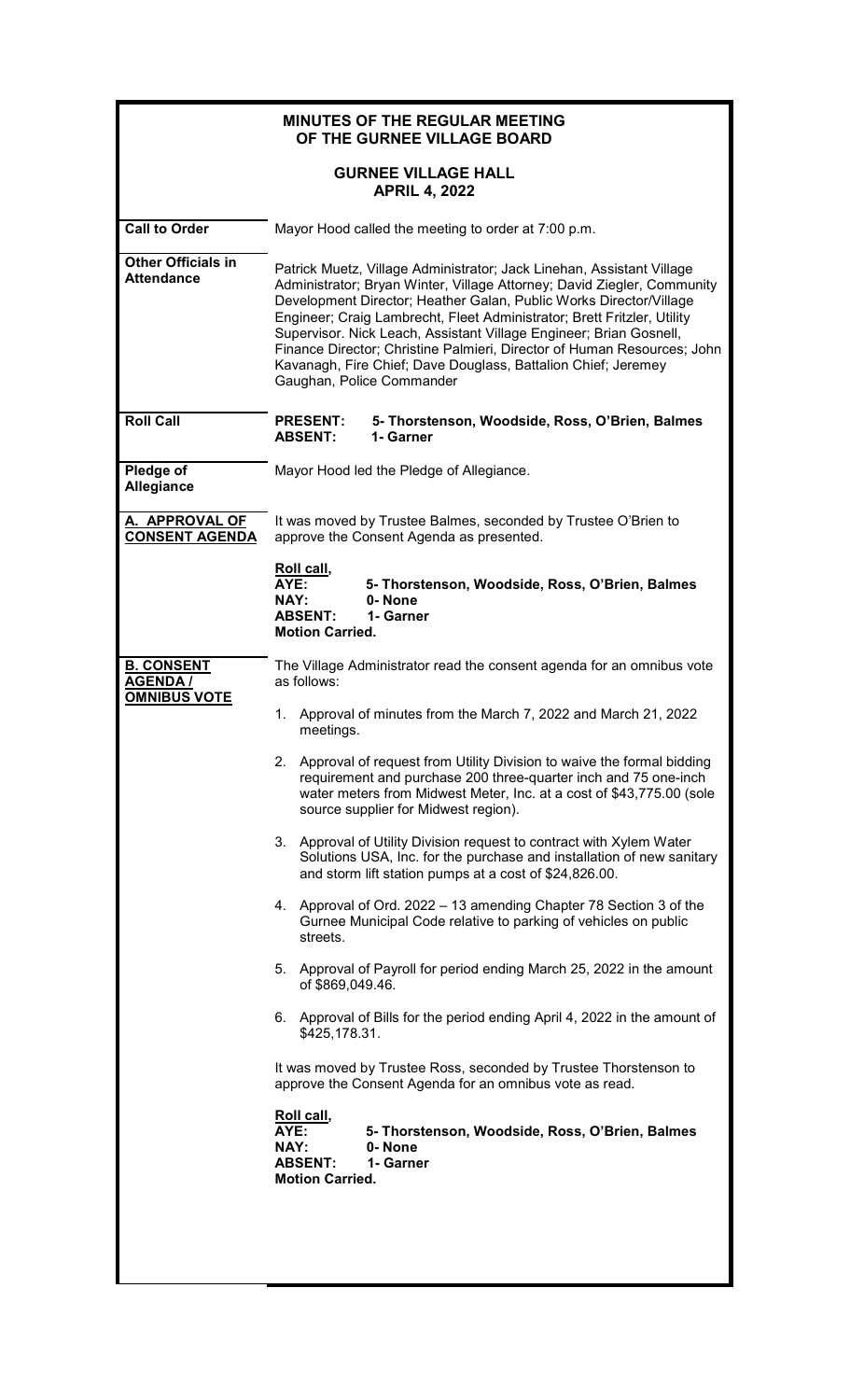# MINUTES OF THE REGULAR MEETING OF THE GURNEE VILLAGE BOARD

## GURNEE VILLAGE HALL
## APRIL 4, 2022

**Call to Order**

Mayor Hood called the meeting to order at 7:00 p.m.

**Other Officials in Attendance**

Patrick Muetz, Village Administrator; Jack Linehan, Assistant Village Administrator; Bryan Winter, Village Attorney; David Ziegler, Community Development Director; Heather Galan, Public Works Director/Village Engineer; Craig Lambrecht, Fleet Administrator; Brett Fritzler, Utility Supervisor. Nick Leach, Assistant Village Engineer; Brian Gosnell, Finance Director; Christine Palmieri, Director of Human Resources; John Kavanagh, Fire Chief; Dave Douglass, Battalion Chief; Jeremey Gaughan, Police Commander

**Roll Call**

**PRESENT: 5- Thorstenson, Woodside, Ross, O'Brien, Balmes**
**ABSENT: 1- Garner**

**Pledge of Allegiance**

Mayor Hood led the Pledge of Allegiance.

**A. APPROVAL OF CONSENT AGENDA**

It was moved by Trustee Balmes, seconded by Trustee O'Brien to approve the Consent Agenda as presented.

**Roll call,**
**AYE: 5- Thorstenson, Woodside, Ross, O'Brien, Balmes**
**NAY: 0- None**
**ABSENT: 1- Garner**
**Motion Carried.**

**B. CONSENT AGENDA / OMNIBUS VOTE**

The Village Administrator read the consent agenda for an omnibus vote as follows:

1. Approval of minutes from the March 7, 2022 and March 21, 2022 meetings.

2. Approval of request from Utility Division to waive the formal bidding requirement and purchase 200 three-quarter inch and 75 one-inch water meters from Midwest Meter, Inc. at a cost of $43,775.00 (sole source supplier for Midwest region).

3. Approval of Utility Division request to contract with Xylem Water Solutions USA, Inc. for the purchase and installation of new sanitary and storm lift station pumps at a cost of $24,826.00.

4. Approval of Ord. 2022 – 13 amending Chapter 78 Section 3 of the Gurnee Municipal Code relative to parking of vehicles on public streets.

5. Approval of Payroll for period ending March 25, 2022 in the amount of $869,049.46.

6. Approval of Bills for the period ending April 4, 2022 in the amount of $425,178.31.

It was moved by Trustee Ross, seconded by Trustee Thorstenson to approve the Consent Agenda for an omnibus vote as read.

**Roll call,**
**AYE: 5- Thorstenson, Woodside, Ross, O'Brien, Balmes**
**NAY: 0- None**
**ABSENT: 1- Garner**
**Motion Carried.**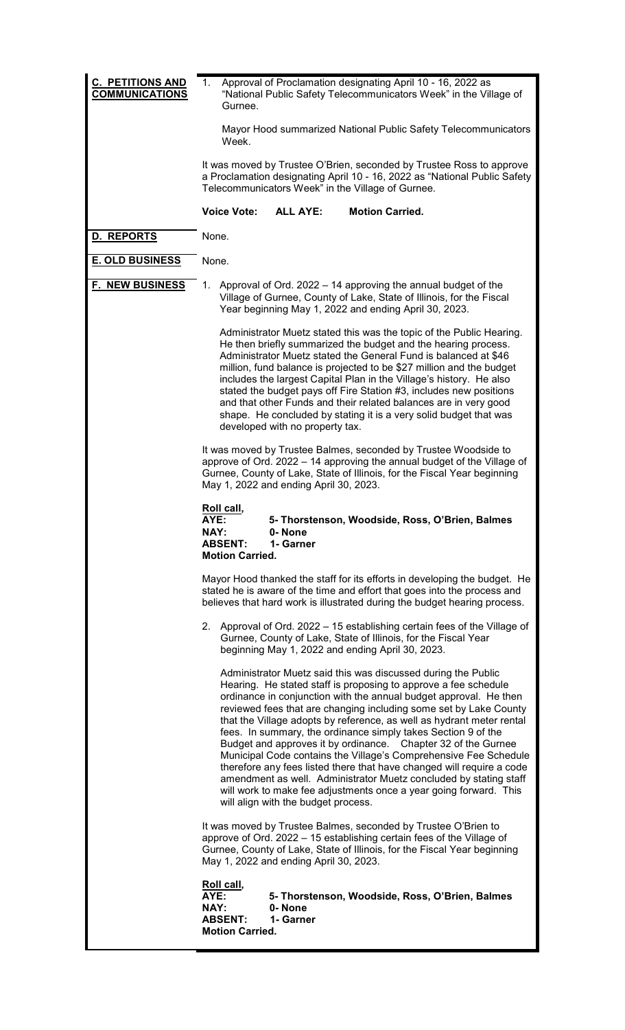## C. PETITIONS AND COMMUNICATIONS

1. Approval of Proclamation designating April 10 - 16, 2022 as "National Public Safety Telecommunicators Week" in the Village of Gurnee.

   Mayor Hood summarized National Public Safety Telecommunicators Week.

It was moved by Trustee O'Brien, seconded by Trustee Ross to approve a Proclamation designating April 10 - 16, 2022 as "National Public Safety Telecommunicators Week" in the Village of Gurnee.

**Voice Vote: ALL AYE: Motion Carried.**

## D. REPORTS

None.

## E. OLD BUSINESS

None.

## F. NEW BUSINESS

1. Approval of Ord. 2022 – 14 approving the annual budget of the Village of Gurnee, County of Lake, State of Illinois, for the Fiscal Year beginning May 1, 2022 and ending April 30, 2023.

   Administrator Muetz stated this was the topic of the Public Hearing. He then briefly summarized the budget and the hearing process. Administrator Muetz stated the General Fund is balanced at $46 million, fund balance is projected to be $27 million and the budget includes the largest Capital Plan in the Village's history. He also stated the budget pays off Fire Station #3, includes new positions and that other Funds and their related balances are in very good shape. He concluded by stating it is a very solid budget that was developed with no property tax.

It was moved by Trustee Balmes, seconded by Trustee Woodside to approve of Ord. 2022 – 14 approving the annual budget of the Village of Gurnee, County of Lake, State of Illinois, for the Fiscal Year beginning May 1, 2022 and ending April 30, 2023.

**Roll call,**
**AYE: 5- Thorstenson, Woodside, Ross, O'Brien, Balmes**
**NAY: 0- None**
**ABSENT: 1- Garner**
**Motion Carried.**

Mayor Hood thanked the staff for its efforts in developing the budget. He stated he is aware of the time and effort that goes into the process and believes that hard work is illustrated during the budget hearing process.

2. Approval of Ord. 2022 – 15 establishing certain fees of the Village of Gurnee, County of Lake, State of Illinois, for the Fiscal Year beginning May 1, 2022 and ending April 30, 2023.

   Administrator Muetz said this was discussed during the Public Hearing. He stated staff is proposing to approve a fee schedule ordinance in conjunction with the annual budget approval. He then reviewed fees that are changing including some set by Lake County that the Village adopts by reference, as well as hydrant meter rental fees. In summary, the ordinance simply takes Section 9 of the Budget and approves it by ordinance. Chapter 32 of the Gurnee Municipal Code contains the Village's Comprehensive Fee Schedule therefore any fees listed there that have changed will require a code amendment as well. Administrator Muetz concluded by stating staff will work to make fee adjustments once a year going forward. This will align with the budget process.

It was moved by Trustee Balmes, seconded by Trustee O'Brien to approve of Ord. 2022 – 15 establishing certain fees of the Village of Gurnee, County of Lake, State of Illinois, for the Fiscal Year beginning May 1, 2022 and ending April 30, 2023.

**Roll call,**
**AYE: 5- Thorstenson, Woodside, Ross, O'Brien, Balmes**
**NAY: 0- None**
**ABSENT: 1- Garner**
**Motion Carried.**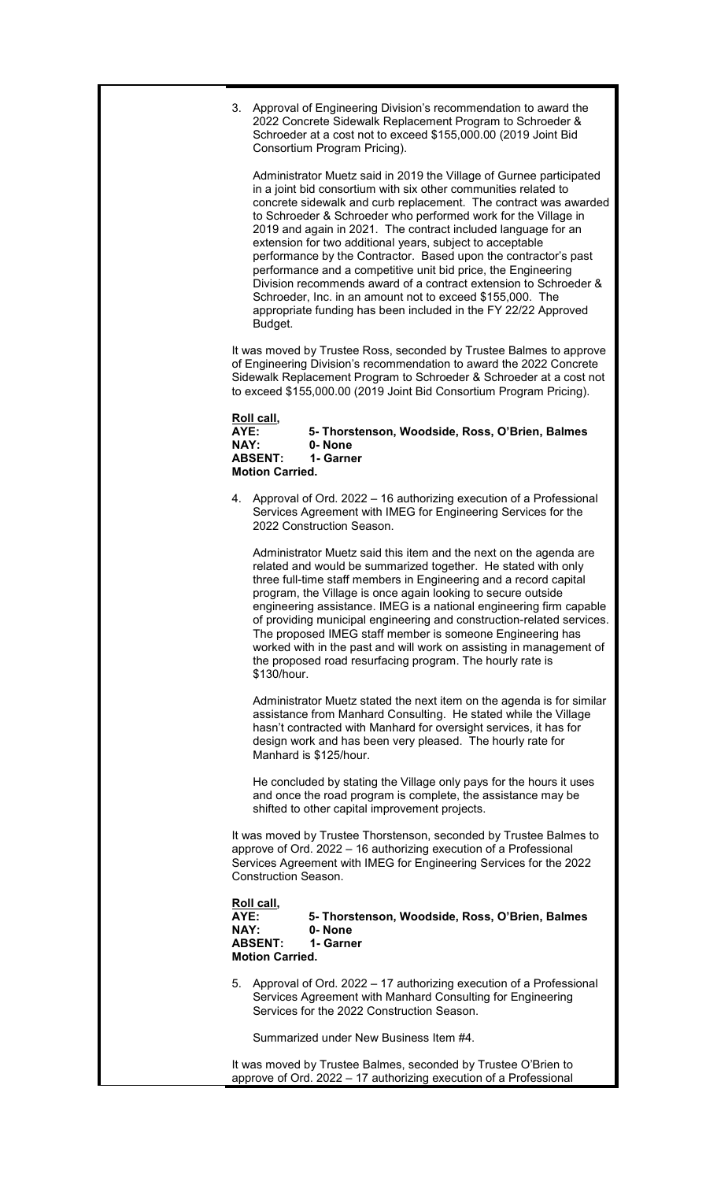3. Approval of Engineering Division's recommendation to award the 2022 Concrete Sidewalk Replacement Program to Schroeder & Schroeder at a cost not to exceed $155,000.00 (2019 Joint Bid Consortium Program Pricing).

   Administrator Muetz said in 2019 the Village of Gurnee participated in a joint bid consortium with six other communities related to concrete sidewalk and curb replacement. The contract was awarded to Schroeder & Schroeder who performed work for the Village in 2019 and again in 2021. The contract included language for an extension for two additional years, subject to acceptable performance by the Contractor. Based upon the contractor's past performance and a competitive unit bid price, the Engineering Division recommends award of a contract extension to Schroeder & Schroeder, Inc. in an amount not to exceed $155,000. The appropriate funding has been included in the FY 22/22 Approved Budget.

It was moved by Trustee Ross, seconded by Trustee Balmes to approve of Engineering Division's recommendation to award the 2022 Concrete Sidewalk Replacement Program to Schroeder & Schroeder at a cost not to exceed $155,000.00 (2019 Joint Bid Consortium Program Pricing).

**Roll call,**
**AYE: 5- Thorstenson, Woodside, Ross, O'Brien, Balmes**
**NAY: 0- None**
**ABSENT: 1- Garner**
**Motion Carried.**

4. Approval of Ord. 2022 – 16 authorizing execution of a Professional Services Agreement with IMEG for Engineering Services for the 2022 Construction Season.

   Administrator Muetz said this item and the next on the agenda are related and would be summarized together. He stated with only three full-time staff members in Engineering and a record capital program, the Village is once again looking to secure outside engineering assistance. IMEG is a national engineering firm capable of providing municipal engineering and construction-related services. The proposed IMEG staff member is someone Engineering has worked with in the past and will work on assisting in management of the proposed road resurfacing program. The hourly rate is $130/hour.

   Administrator Muetz stated the next item on the agenda is for similar assistance from Manhard Consulting. He stated while the Village hasn't contracted with Manhard for oversight services, it has for design work and has been very pleased. The hourly rate for Manhard is $125/hour.

   He concluded by stating the Village only pays for the hours it uses and once the road program is complete, the assistance may be shifted to other capital improvement projects.

It was moved by Trustee Thorstenson, seconded by Trustee Balmes to approve of Ord. 2022 – 16 authorizing execution of a Professional Services Agreement with IMEG for Engineering Services for the 2022 Construction Season.

**Roll call,**
**AYE: 5- Thorstenson, Woodside, Ross, O'Brien, Balmes**
**NAY: 0- None**
**ABSENT: 1- Garner**
**Motion Carried.**

5. Approval of Ord. 2022 – 17 authorizing execution of a Professional Services Agreement with Manhard Consulting for Engineering Services for the 2022 Construction Season.

   Summarized under New Business Item #4.

It was moved by Trustee Balmes, seconded by Trustee O'Brien to approve of Ord. 2022 – 17 authorizing execution of a Professional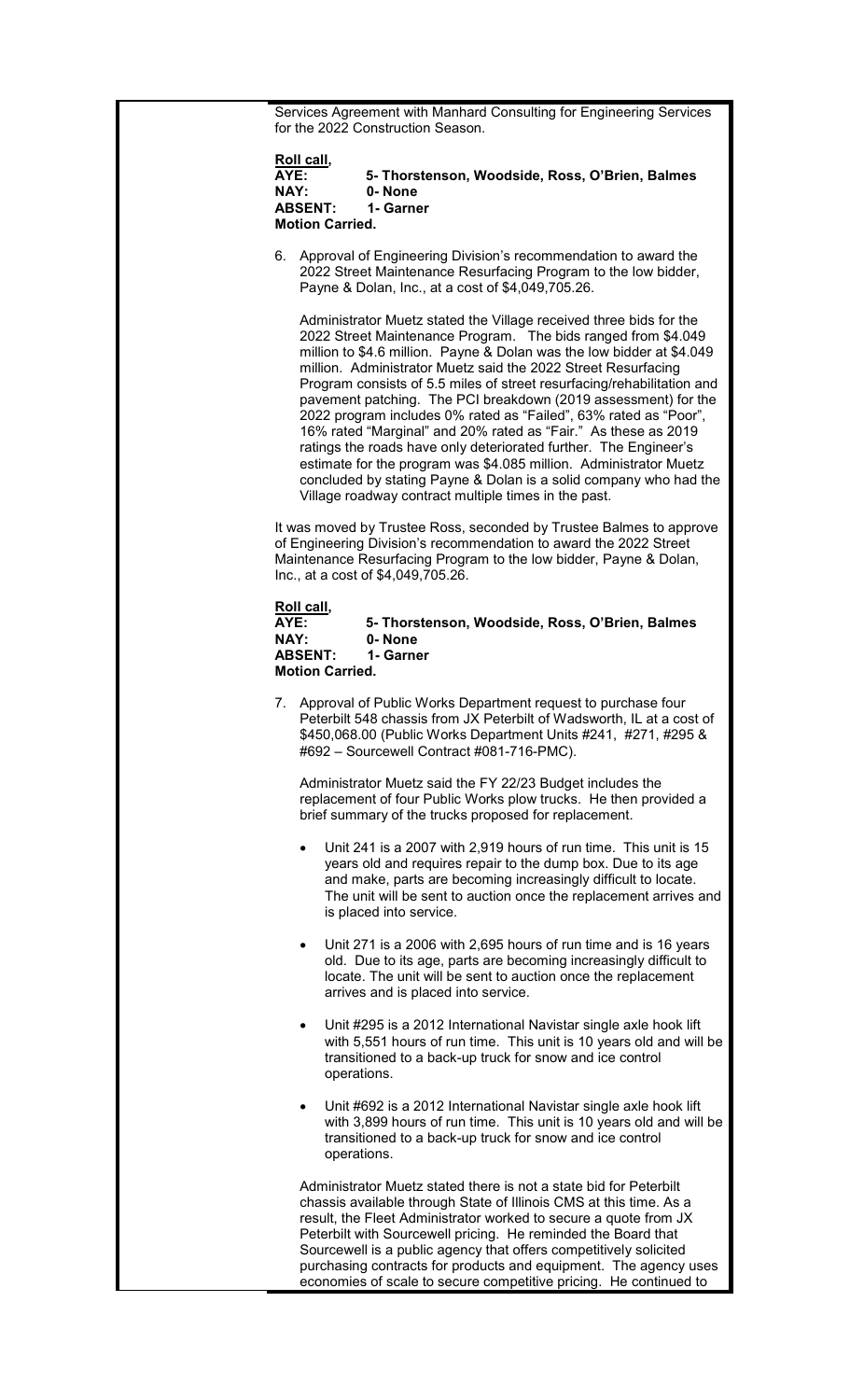Services Agreement with Manhard Consulting for Engineering Services for the 2022 Construction Season.

**Roll call,**
**AYE: 5- Thorstenson, Woodside, Ross, O'Brien, Balmes**
**NAY: 0- None**
**ABSENT: 1- Garner**
**Motion Carried.**

6. Approval of Engineering Division's recommendation to award the 2022 Street Maintenance Resurfacing Program to the low bidder, Payne & Dolan, Inc., at a cost of $4,049,705.26.

   Administrator Muetz stated the Village received three bids for the 2022 Street Maintenance Program. The bids ranged from $4.049 million to $4.6 million. Payne & Dolan was the low bidder at $4.049 million. Administrator Muetz said the 2022 Street Resurfacing Program consists of 5.5 miles of street resurfacing/rehabilitation and pavement patching. The PCI breakdown (2019 assessment) for the 2022 program includes 0% rated as "Failed", 63% rated as "Poor", 16% rated "Marginal" and 20% rated as "Fair." As these as 2019 ratings the roads have only deteriorated further. The Engineer's estimate for the program was $4.085 million. Administrator Muetz concluded by stating Payne & Dolan is a solid company who had the Village roadway contract multiple times in the past.

It was moved by Trustee Ross, seconded by Trustee Balmes to approve of Engineering Division's recommendation to award the 2022 Street Maintenance Resurfacing Program to the low bidder, Payne & Dolan, Inc., at a cost of $4,049,705.26.

**Roll call,**
**AYE: 5- Thorstenson, Woodside, Ross, O'Brien, Balmes**
**NAY: 0- None**
**ABSENT: 1- Garner**
**Motion Carried.**

7. Approval of Public Works Department request to purchase four Peterbilt 548 chassis from JX Peterbilt of Wadsworth, IL at a cost of $450,068.00 (Public Works Department Units #241, #271, #295 & #692 – Sourcewell Contract #081-716-PMC).

   Administrator Muetz said the FY 22/23 Budget includes the replacement of four Public Works plow trucks. He then provided a brief summary of the trucks proposed for replacement.

   - Unit 241 is a 2007 with 2,919 hours of run time. This unit is 15 years old and requires repair to the dump box. Due to its age and make, parts are becoming increasingly difficult to locate. The unit will be sent to auction once the replacement arrives and is placed into service.

   - Unit 271 is a 2006 with 2,695 hours of run time and is 16 years old. Due to its age, parts are becoming increasingly difficult to locate. The unit will be sent to auction once the replacement arrives and is placed into service.

   - Unit #295 is a 2012 International Navistar single axle hook lift with 5,551 hours of run time. This unit is 10 years old and will be transitioned to a back-up truck for snow and ice control operations.

   - Unit #692 is a 2012 International Navistar single axle hook lift with 3,899 hours of run time. This unit is 10 years old and will be transitioned to a back-up truck for snow and ice control operations.

   Administrator Muetz stated there is not a state bid for Peterbilt chassis available through State of Illinois CMS at this time. As a result, the Fleet Administrator worked to secure a quote from JX Peterbilt with Sourcewell pricing. He reminded the Board that Sourcewell is a public agency that offers competitively solicited purchasing contracts for products and equipment. The agency uses economies of scale to secure competitive pricing. He continued to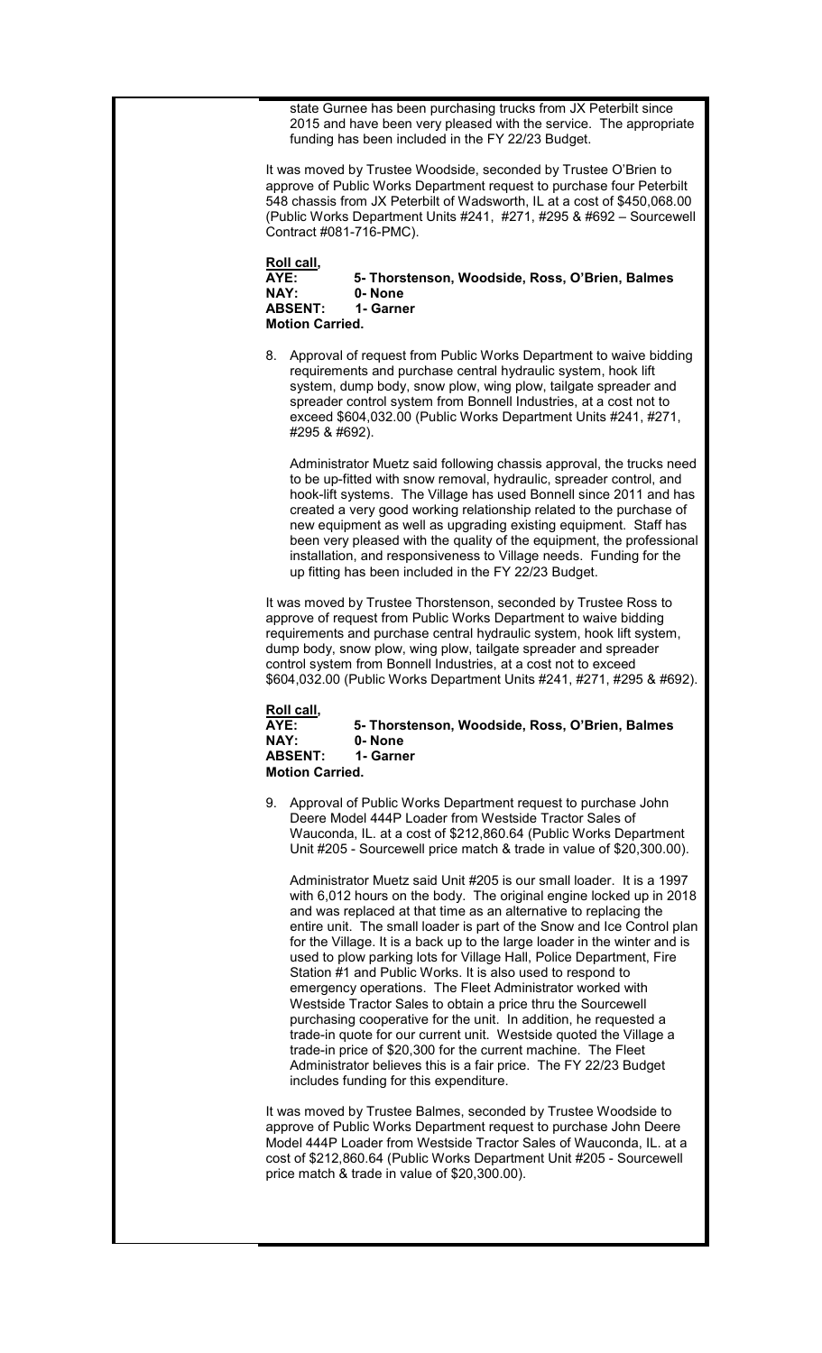state Gurnee has been purchasing trucks from JX Peterbilt since 2015 and have been very pleased with the service. The appropriate funding has been included in the FY 22/23 Budget.

It was moved by Trustee Woodside, seconded by Trustee O'Brien to approve of Public Works Department request to purchase four Peterbilt 548 chassis from JX Peterbilt of Wadsworth, IL at a cost of $450,068.00 (Public Works Department Units #241, #271, #295 & #692 – Sourcewell Contract #081-716-PMC).

**Roll call,**
**AYE: 5- Thorstenson, Woodside, Ross, O'Brien, Balmes**
**NAY: 0- None**
**ABSENT: 1- Garner**
**Motion Carried.**

8. Approval of request from Public Works Department to waive bidding requirements and purchase central hydraulic system, hook lift system, dump body, snow plow, wing plow, tailgate spreader and spreader control system from Bonnell Industries, at a cost not to exceed $604,032.00 (Public Works Department Units #241, #271, #295 & #692).

   Administrator Muetz said following chassis approval, the trucks need to be up-fitted with snow removal, hydraulic, spreader control, and hook-lift systems. The Village has used Bonnell since 2011 and has created a very good working relationship related to the purchase of new equipment as well as upgrading existing equipment. Staff has been very pleased with the quality of the equipment, the professional installation, and responsiveness to Village needs. Funding for the up fitting has been included in the FY 22/23 Budget.

It was moved by Trustee Thorstenson, seconded by Trustee Ross to approve of request from Public Works Department to waive bidding requirements and purchase central hydraulic system, hook lift system, dump body, snow plow, wing plow, tailgate spreader and spreader control system from Bonnell Industries, at a cost not to exceed $604,032.00 (Public Works Department Units #241, #271, #295 & #692).

**Roll call,**
**AYE: 5- Thorstenson, Woodside, Ross, O'Brien, Balmes**
**NAY: 0- None**
**ABSENT: 1- Garner**
**Motion Carried.**

9. Approval of Public Works Department request to purchase John Deere Model 444P Loader from Westside Tractor Sales of Wauconda, IL. at a cost of $212,860.64 (Public Works Department Unit #205 - Sourcewell price match & trade in value of $20,300.00).

   Administrator Muetz said Unit #205 is our small loader. It is a 1997 with 6,012 hours on the body. The original engine locked up in 2018 and was replaced at that time as an alternative to replacing the entire unit. The small loader is part of the Snow and Ice Control plan for the Village. It is a back up to the large loader in the winter and is used to plow parking lots for Village Hall, Police Department, Fire Station #1 and Public Works. It is also used to respond to emergency operations. The Fleet Administrator worked with Westside Tractor Sales to obtain a price thru the Sourcewell purchasing cooperative for the unit. In addition, he requested a trade-in quote for our current unit. Westside quoted the Village a trade-in price of $20,300 for the current machine. The Fleet Administrator believes this is a fair price. The FY 22/23 Budget includes funding for this expenditure.

It was moved by Trustee Balmes, seconded by Trustee Woodside to approve of Public Works Department request to purchase John Deere Model 444P Loader from Westside Tractor Sales of Wauconda, IL. at a cost of $212,860.64 (Public Works Department Unit #205 - Sourcewell price match & trade in value of $20,300.00).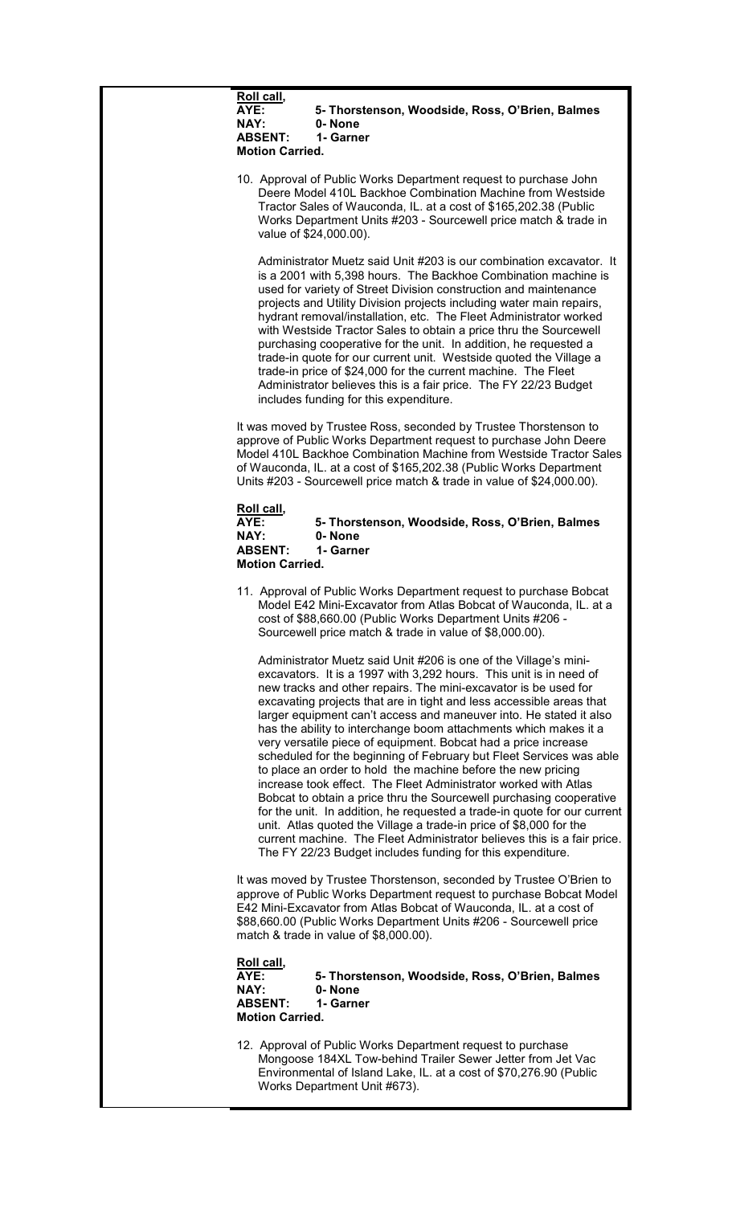**Roll call,**
**AYE: 5- Thorstenson, Woodside, Ross, O'Brien, Balmes**
**NAY: 0- None**
**ABSENT: 1- Garner**
**Motion Carried.**

10. Approval of Public Works Department request to purchase John Deere Model 410L Backhoe Combination Machine from Westside Tractor Sales of Wauconda, IL. at a cost of $165,202.38 (Public Works Department Units #203 - Sourcewell price match & trade in value of $24,000.00).

    Administrator Muetz said Unit #203 is our combination excavator. It is a 2001 with 5,398 hours. The Backhoe Combination machine is used for variety of Street Division construction and maintenance projects and Utility Division projects including water main repairs, hydrant removal/installation, etc. The Fleet Administrator worked with Westside Tractor Sales to obtain a price thru the Sourcewell purchasing cooperative for the unit. In addition, he requested a trade-in quote for our current unit. Westside quoted the Village a trade-in price of $24,000 for the current machine. The Fleet Administrator believes this is a fair price. The FY 22/23 Budget includes funding for this expenditure.

It was moved by Trustee Ross, seconded by Trustee Thorstenson to approve of Public Works Department request to purchase John Deere Model 410L Backhoe Combination Machine from Westside Tractor Sales of Wauconda, IL. at a cost of $165,202.38 (Public Works Department Units #203 - Sourcewell price match & trade in value of $24,000.00).

**Roll call,**
**AYE: 5- Thorstenson, Woodside, Ross, O'Brien, Balmes**
**NAY: 0- None**
**ABSENT: 1- Garner**
**Motion Carried.**

11. Approval of Public Works Department request to purchase Bobcat Model E42 Mini-Excavator from Atlas Bobcat of Wauconda, IL. at a cost of $88,660.00 (Public Works Department Units #206 - Sourcewell price match & trade in value of $8,000.00).

    Administrator Muetz said Unit #206 is one of the Village's mini-excavators. It is a 1997 with 3,292 hours. This unit is in need of new tracks and other repairs. The mini-excavator is be used for excavating projects that are in tight and less accessible areas that larger equipment can't access and maneuver into. He stated it also has the ability to interchange boom attachments which makes it a very versatile piece of equipment. Bobcat had a price increase scheduled for the beginning of February but Fleet Services was able to place an order to hold the machine before the new pricing increase took effect. The Fleet Administrator worked with Atlas Bobcat to obtain a price thru the Sourcewell purchasing cooperative for the unit. In addition, he requested a trade-in quote for our current unit. Atlas quoted the Village a trade-in price of $8,000 for the current machine. The Fleet Administrator believes this is a fair price. The FY 22/23 Budget includes funding for this expenditure.

It was moved by Trustee Thorstenson, seconded by Trustee O'Brien to approve of Public Works Department request to purchase Bobcat Model E42 Mini-Excavator from Atlas Bobcat of Wauconda, IL. at a cost of $88,660.00 (Public Works Department Units #206 - Sourcewell price match & trade in value of $8,000.00).

**Roll call,**
**AYE: 5- Thorstenson, Woodside, Ross, O'Brien, Balmes**
**NAY: 0- None**
**ABSENT: 1- Garner**
**Motion Carried.**

12. Approval of Public Works Department request to purchase Mongoose 184XL Tow-behind Trailer Sewer Jetter from Jet Vac Environmental of Island Lake, IL. at a cost of $70,276.90 (Public Works Department Unit #673).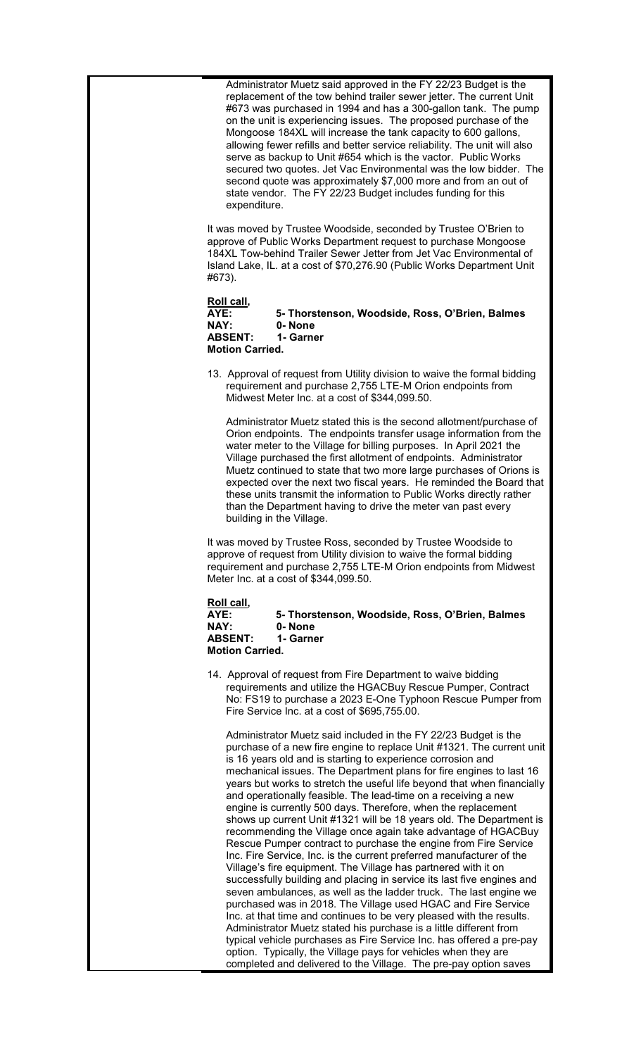Administrator Muetz said approved in the FY 22/23 Budget is the replacement of the tow behind trailer sewer jetter. The current Unit #673 was purchased in 1994 and has a 300-gallon tank. The pump on the unit is experiencing issues. The proposed purchase of the Mongoose 184XL will increase the tank capacity to 600 gallons, allowing fewer refills and better service reliability. The unit will also serve as backup to Unit #654 which is the vactor. Public Works secured two quotes. Jet Vac Environmental was the low bidder. The second quote was approximately $7,000 more and from an out of state vendor. The FY 22/23 Budget includes funding for this expenditure.

It was moved by Trustee Woodside, seconded by Trustee O'Brien to approve of Public Works Department request to purchase Mongoose 184XL Tow-behind Trailer Sewer Jetter from Jet Vac Environmental of Island Lake, IL. at a cost of $70,276.90 (Public Works Department Unit #673).

**Roll call,**
**AYE: 5- Thorstenson, Woodside, Ross, O'Brien, Balmes**
**NAY: 0- None**
**ABSENT: 1- Garner**
**Motion Carried.**

13. Approval of request from Utility division to waive the formal bidding requirement and purchase 2,755 LTE-M Orion endpoints from Midwest Meter Inc. at a cost of $344,099.50.

Administrator Muetz stated this is the second allotment/purchase of Orion endpoints. The endpoints transfer usage information from the water meter to the Village for billing purposes. In April 2021 the Village purchased the first allotment of endpoints. Administrator Muetz continued to state that two more large purchases of Orions is expected over the next two fiscal years. He reminded the Board that these units transmit the information to Public Works directly rather than the Department having to drive the meter van past every building in the Village.

It was moved by Trustee Ross, seconded by Trustee Woodside to approve of request from Utility division to waive the formal bidding requirement and purchase 2,755 LTE-M Orion endpoints from Midwest Meter Inc. at a cost of $344,099.50.

**Roll call,**
**AYE: 5- Thorstenson, Woodside, Ross, O'Brien, Balmes**
**NAY: 0- None**
**ABSENT: 1- Garner**
**Motion Carried.**

14. Approval of request from Fire Department to waive bidding requirements and utilize the HGACBuy Rescue Pumper, Contract No: FS19 to purchase a 2023 E-One Typhoon Rescue Pumper from Fire Service Inc. at a cost of $695,755.00.

Administrator Muetz said included in the FY 22/23 Budget is the purchase of a new fire engine to replace Unit #1321. The current unit is 16 years old and is starting to experience corrosion and mechanical issues. The Department plans for fire engines to last 16 years but works to stretch the useful life beyond that when financially and operationally feasible. The lead-time on a receiving a new engine is currently 500 days. Therefore, when the replacement shows up current Unit #1321 will be 18 years old. The Department is recommending the Village once again take advantage of HGACBuy Rescue Pumper contract to purchase the engine from Fire Service Inc. Fire Service, Inc. is the current preferred manufacturer of the Village's fire equipment. The Village has partnered with it on successfully building and placing in service its last five engines and seven ambulances, as well as the ladder truck. The last engine we purchased was in 2018. The Village used HGAC and Fire Service Inc. at that time and continues to be very pleased with the results. Administrator Muetz stated his purchase is a little different from typical vehicle purchases as Fire Service Inc. has offered a pre-pay option. Typically, the Village pays for vehicles when they are completed and delivered to the Village. The pre-pay option saves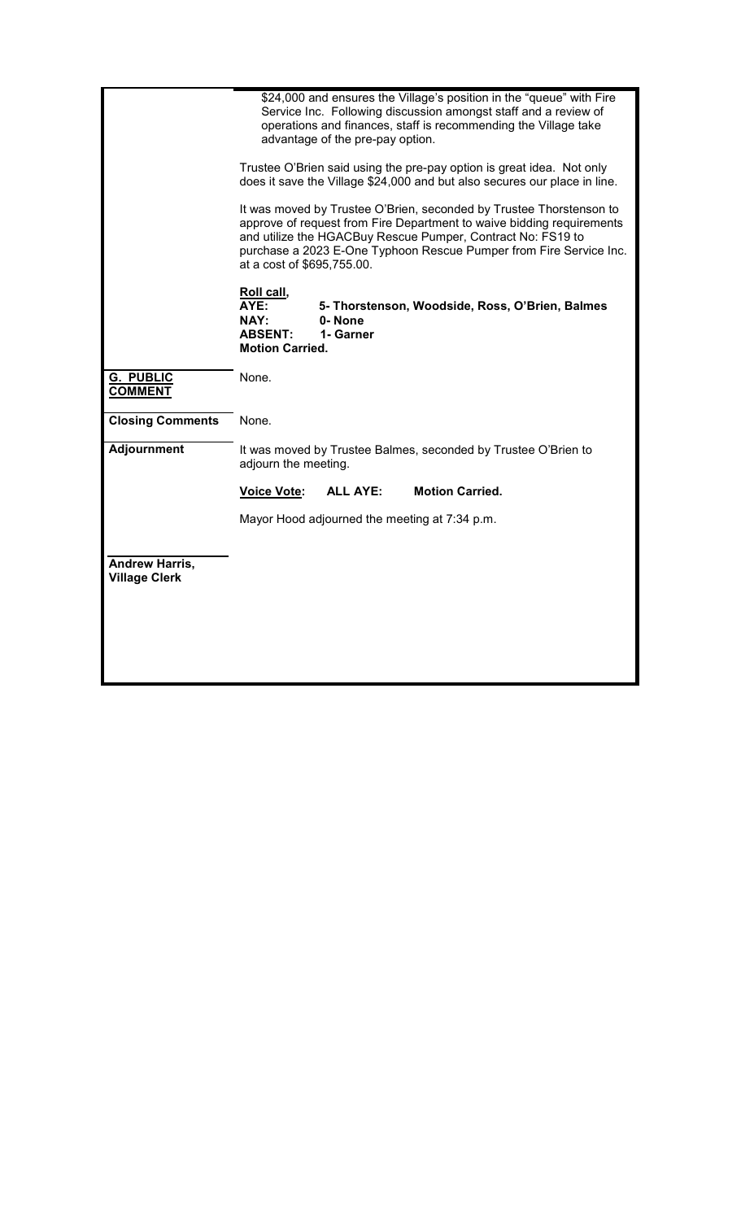$24,000 and ensures the Village's position in the "queue" with Fire Service Inc. Following discussion amongst staff and a review of operations and finances, staff is recommending the Village take advantage of the pre-pay option.

Trustee O'Brien said using the pre-pay option is great idea. Not only does it save the Village $24,000 and but also secures our place in line.

It was moved by Trustee O'Brien, seconded by Trustee Thorstenson to approve of request from Fire Department to waive bidding requirements and utilize the HGACBuy Rescue Pumper, Contract No: FS19 to purchase a 2023 E-One Typhoon Rescue Pumper from Fire Service Inc. at a cost of $695,755.00.

**Roll call,**
**AYE:** **5- Thorstenson, Woodside, Ross, O'Brien, Balmes**
**NAY:** **0- None**
**ABSENT:** **1- Garner**
**Motion Carried.**

**G. PUBLIC COMMENT**

None.

**Closing Comments**

None.

**Adjournment**

It was moved by Trustee Balmes, seconded by Trustee O'Brien to adjourn the meeting.

**Voice Vote:** **ALL AYE:** **Motion Carried.**

Mayor Hood adjourned the meeting at 7:34 p.m.

**Andrew Harris,**
**Village Clerk**